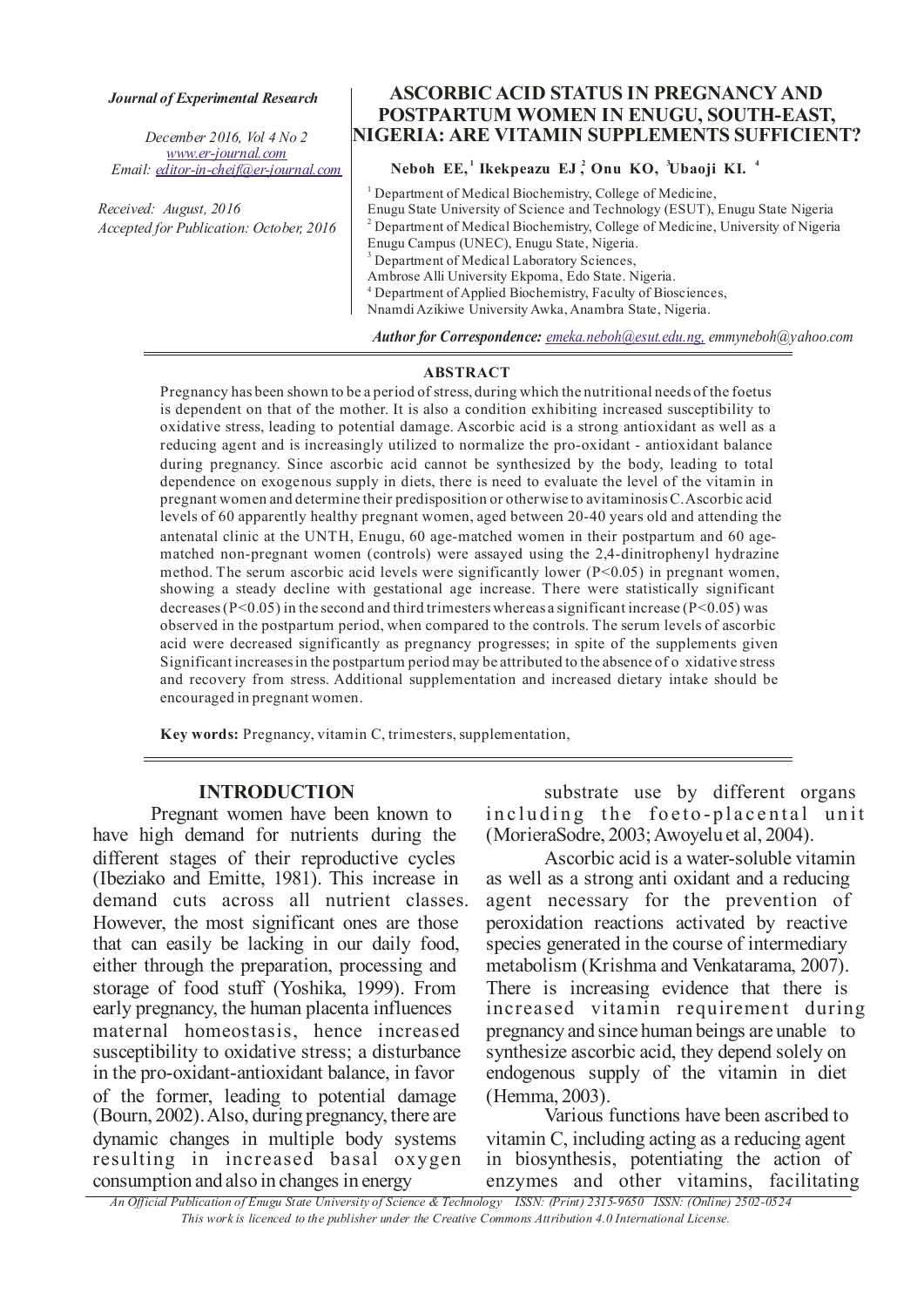*Journal of Experimental Research*

*December 2016, Vol 4 No 2*
*www.er-journal.com*
*Email: editor-in-cheif@er-journal.com*

*Received: August, 2016*
*Accepted for Publication: October, 2016*

# ASCORBIC ACID STATUS IN PREGNANCY AND POSTPARTUM WOMEN IN ENUGU, SOUTH-EAST, NIGERIA: ARE VITAMIN SUPPLEMENTS SUFFICIENT?

**Neboh EE,[1] Ikekpeazu EJ,[2] Onu KO,[3] Ubaoji KI.[4]**

[1] Department of Medical Biochemistry, College of Medicine, Enugu State University of Science and Technology (ESUT), Enugu State Nigeria
[2] Department of Medical Biochemistry, College of Medicine, University of Nigeria Enugu Campus (UNEC), Enugu State, Nigeria.
[3] Department of Medical Laboratory Sciences, Ambrose Alli University Ekpoma, Edo State. Nigeria.
[4] Department of Applied Biochemistry, Faculty of Biosciences, Nnamdi Azikiwe University Awka, Anambra State, Nigeria.

***Author for Correspondence:*** *emeka.neboh@esut.edu.ng, emmyneboh@yahoo.com*

## ABSTRACT

Pregnancy has been shown to be a period of stress, during which the nutritional needs of the foetus is dependent on that of the mother. It is also a condition exhibiting increased susceptibility to oxidative stress, leading to potential damage. Ascorbic acid is a strong antioxidant as well as a reducing agent and is increasingly utilized to normalize the pro-oxidant - antioxidant balance during pregnancy. Since ascorbic acid cannot be synthesized by the body, leading to total dependence on exogenous supply in diets, there is need to evaluate the level of the vitamin in pregnant women and determine their predisposition or otherwise to avitaminosis C. Ascorbic acid levels of 60 apparently healthy pregnant women, aged between 20-40 years old and attending the antenatal clinic at the UNTH, Enugu, 60 age-matched women in their postpartum and 60 age-matched non-pregnant women (controls) were assayed using the 2,4-dinitrophenyl hydrazine method. The serum ascorbic acid levels were significantly lower ($P<0.05$) in pregnant women, showing a steady decline with gestational age increase. There were statistically significant decreases ($P<0.05$) in the second and third trimesters whereas a significant increase ($P<0.05$) was observed in the postpartum period, when compared to the controls. The serum levels of ascorbic acid were decreased significantly as pregnancy progresses; in spite of the supplements given Significant increases in the postpartum period may be attributed to the absence of o xidative stress and recovery from stress. Additional supplementation and increased dietary intake should be encouraged in pregnant women.

**Key words:** Pregnancy, vitamin C, trimesters, supplementation,

## INTRODUCTION

Pregnant women have been known to have high demand for nutrients during the different stages of their reproductive cycles (Ibeziako and Emitte, 1981). This increase in demand cuts across all nutrient classes. However, the most significant ones are those that can easily be lacking in our daily food, either through the preparation, processing and storage of food stuff (Yoshika, 1999). From early pregnancy, the human placenta influences maternal homeostasis, hence increased susceptibility to oxidative stress; a disturbance in the pro-oxidant-antioxidant balance, in favor of the former, leading to potential damage (Bourn, 2002). Also, during pregnancy, there are dynamic changes in multiple body systems resulting in increased basal oxygen consumption and also in changes in energy substrate use by different organs including the foeto-placental unit (MorieraSodre, 2003; Awoyelu et al, 2004).

Ascorbic acid is a water-soluble vitamin as well as a strong anti oxidant and a reducing agent necessary for the prevention of peroxidation reactions activated by reactive species generated in the course of intermediary metabolism (Krishma and Venkatarama, 2007). There is increasing evidence that there is increased vitamin requirement during pregnancy and since human beings are unable to synthesize ascorbic acid, they depend solely on endogenous supply of the vitamin in diet (Hemma, 2003).

Various functions have been ascribed to vitamin C, including acting as a reducing agent in biosynthesis, potentiating the action of enzymes and other vitamins, facilitating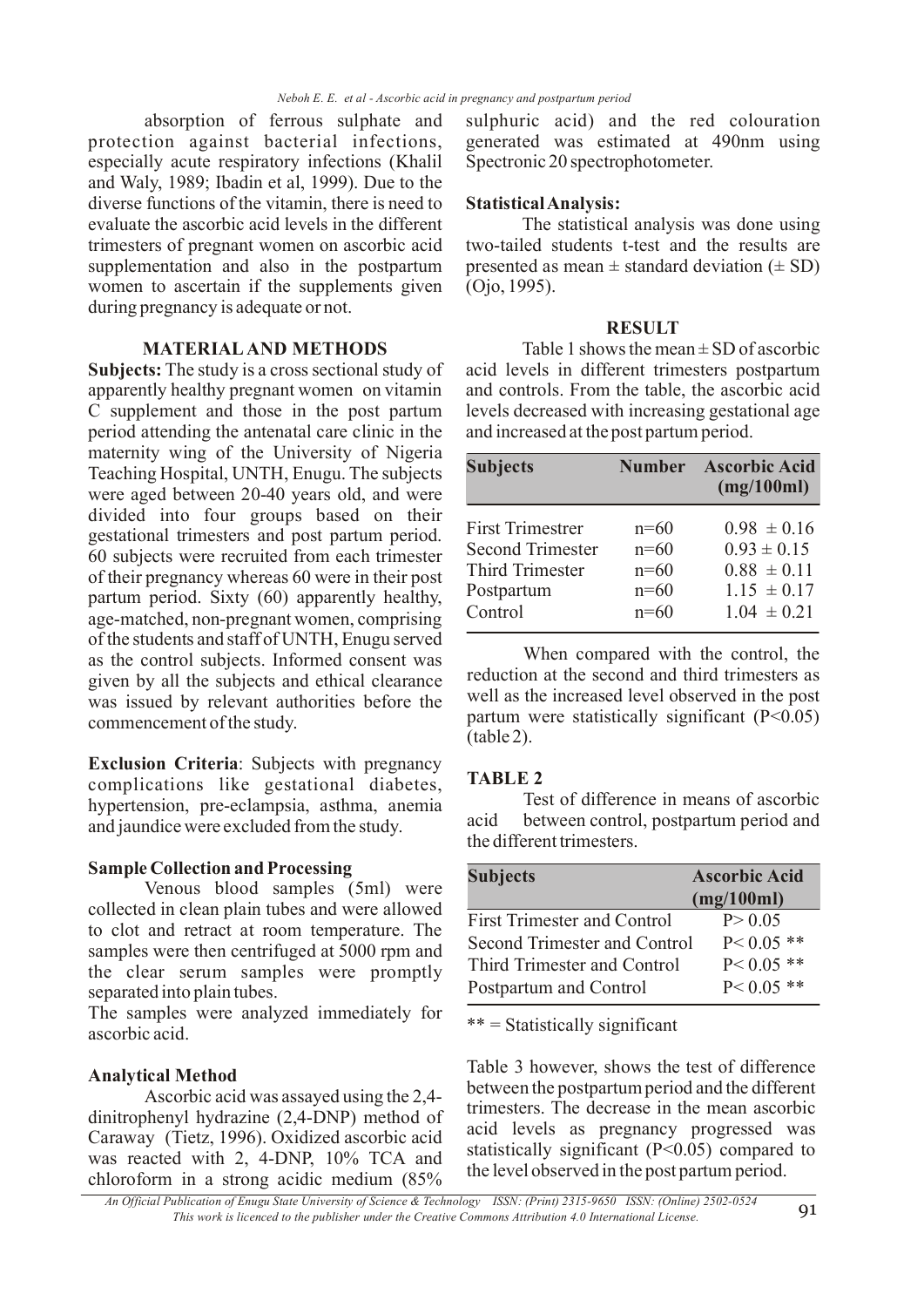absorption of ferrous sulphate and protection against bacterial infections, especially acute respiratory infections (Khalil and Waly, 1989; Ibadin et al, 1999). Due to the diverse functions of the vitamin, there is need to evaluate the ascorbic acid levels in the different trimesters of pregnant women on ascorbic acid supplementation and also in the postpartum women to ascertain if the supplements given during pregnancy is adequate or not.

## MATERIAL AND METHODS

**Subjects:** The study is a cross sectional study of apparently healthy pregnant women on vitamin C supplement and those in the post partum period attending the antenatal care clinic in the maternity wing of the University of Nigeria Teaching Hospital, UNTH, Enugu. The subjects were aged between 20-40 years old, and were divided into four groups based on their gestational trimesters and post partum period. 60 subjects were recruited from each trimester of their pregnancy whereas 60 were in their post partum period. Sixty (60) apparently healthy, age-matched, non-pregnant women, comprising of the students and staff of UNTH, Enugu served as the control subjects. Informed consent was given by all the subjects and ethical clearance was issued by relevant authorities before the commencement of the study.

**Exclusion Criteria**: Subjects with pregnancy complications like gestational diabetes, hypertension, pre-eclampsia, asthma, anemia and jaundice were excluded from the study.

### Sample Collection and Processing

Venous blood samples (5ml) were collected in clean plain tubes and were allowed to clot and retract at room temperature. The samples were then centrifuged at 5000 rpm and the clear serum samples were promptly separated into plain tubes.

The samples were analyzed immediately for ascorbic acid.

### Analytical Method

Ascorbic acid was assayed using the 2,4-dinitrophenyl hydrazine (2,4-DNP) method of Caraway (Tietz, 1996). Oxidized ascorbic acid was reacted with 2, 4-DNP, 10% TCA and chloroform in a strong acidic medium (85% sulphuric acid) and the red colouration generated was estimated at 490nm using Spectronic 20 spectrophotometer.

### Statistical Analysis:

The statistical analysis was done using two-tailed students t-test and the results are presented as mean ± standard deviation (± SD) (Ojo, 1995).

## RESULT

Table 1 shows the mean ± SD of ascorbic acid levels in different trimesters postpartum and controls. From the table, the ascorbic acid levels decreased with increasing gestational age and increased at the post partum period.

| Subjects | Number | Ascorbic Acid (mg/100ml) |
|---|---|---|
| First Trimestrer | n=60 | 0.98 ± 0.16 |
| Second Trimester | n=60 | 0.93 ± 0.15 |
| Third Trimester | n=60 | 0.88 ± 0.11 |
| Postpartum | n=60 | 1.15 ± 0.17 |
| Control | n=60 | 1.04 ± 0.21 |

When compared with the control, the reduction at the second and third trimesters as well as the increased level observed in the post partum were statistically significant ($P<0.05$) (table 2).

**TABLE 2**

Test of difference in means of ascorbic acid between control, postpartum period and the different trimesters.

| Subjects | Ascorbic Acid (mg/100ml) |
|---|---|
| First Trimester and Control | $P> 0.05$ |
| Second Trimester and Control | $P< 0.05$ ** |
| Third Trimester and Control | $P< 0.05$ ** |
| Postpartum and Control | $P< 0.05$ ** |

** = Statistically significant

Table 3 however, shows the test of difference between the postpartum period and the different trimesters. The decrease in the mean ascorbic acid levels as pregnancy progressed was statistically significant ($P<0.05$) compared to the level observed in the post partum period.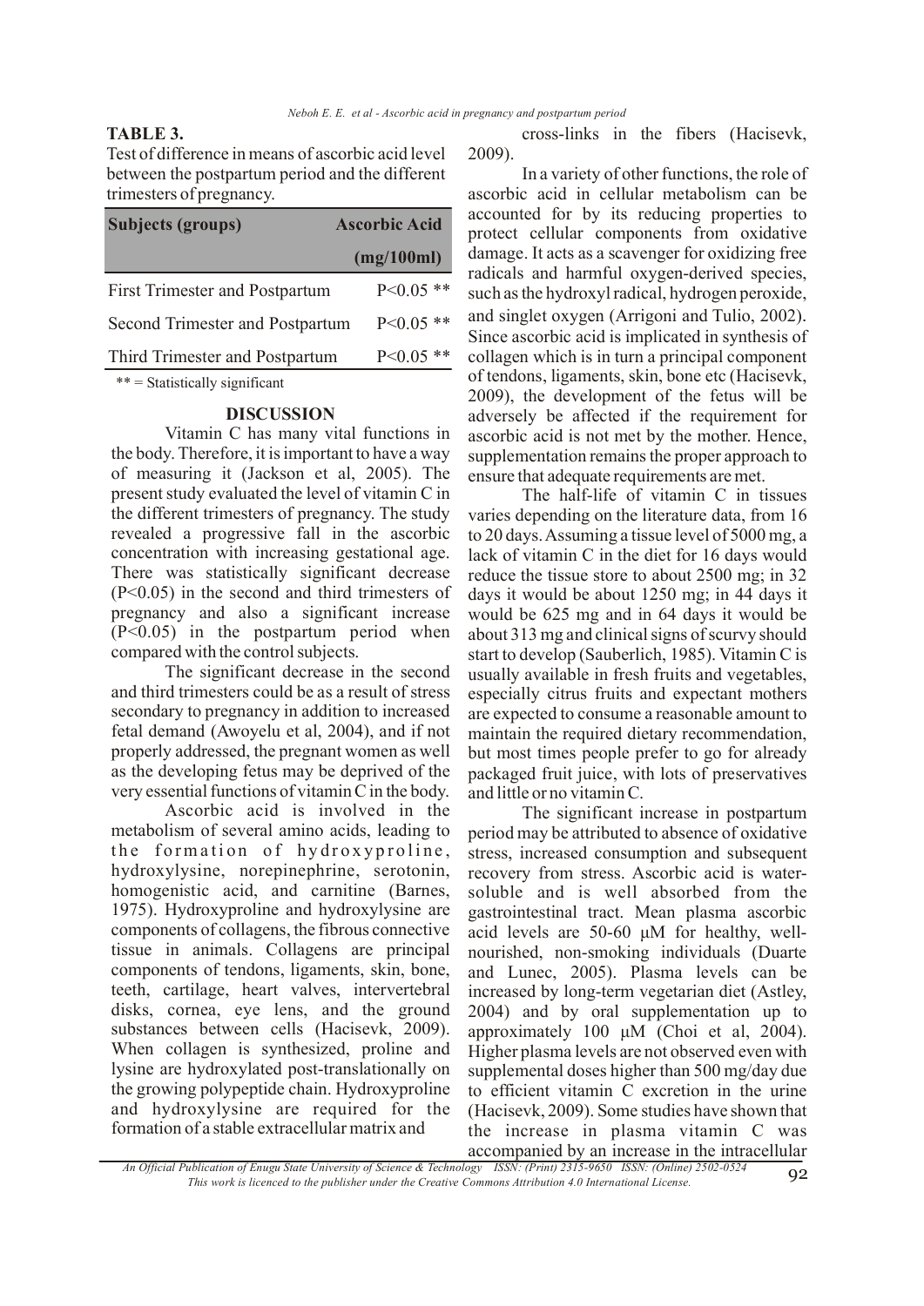**TABLE 3.**

Test of difference in means of ascorbic acid level between the postpartum period and the different trimesters of pregnancy.

| Subjects (groups) | Ascorbic Acid (mg/100ml) |
| --- | --- |
| First Trimester and Postpartum | $P<0.05$ ** |
| Second Trimester and Postpartum | $P<0.05$ ** |
| Third Trimester and Postpartum | $P<0.05$ ** |

** = Statistically significant

## DISCUSSION

Vitamin C has many vital functions in the body. Therefore, it is important to have a way of measuring it (Jackson et al, 2005). The present study evaluated the level of vitamin C in the different trimesters of pregnancy. The study revealed a progressive fall in the ascorbic concentration with increasing gestational age. There was statistically significant decrease ($P<0.05$) in the second and third trimesters of pregnancy and also a significant increase ($P<0.05$) in the postpartum period when compared with the control subjects.

The significant decrease in the second and third trimesters could be as a result of stress secondary to pregnancy in addition to increased fetal demand (Awoyelu et al, 2004), and if not properly addressed, the pregnant women as well as the developing fetus may be deprived of the very essential functions of vitamin C in the body.

Ascorbic acid is involved in the metabolism of several amino acids, leading to the formation of hydroxyproline, hydroxylysine, norepinephrine, serotonin, homogenistic acid, and carnitine (Barnes, 1975). Hydroxyproline and hydroxylysine are components of collagens, the fibrous connective tissue in animals. Collagens are principal components of tendons, ligaments, skin, bone, teeth, cartilage, heart valves, intervertebral disks, cornea, eye lens, and the ground substances between cells (Hacisevk, 2009). When collagen is synthesized, proline and lysine are hydroxylated post-translationally on the growing polypeptide chain. Hydroxyproline and hydroxylysine are required for the formation of a stable extracellular matrix and cross-links in the fibers (Hacisevk, 2009).

In a variety of other functions, the role of ascorbic acid in cellular metabolism can be accounted for by its reducing properties to protect cellular components from oxidative damage. It acts as a scavenger for oxidizing free radicals and harmful oxygen-derived species, such as the hydroxyl radical, hydrogen peroxide, and singlet oxygen (Arrigoni and Tulio, 2002). Since ascorbic acid is implicated in synthesis of collagen which is in turn a principal component of tendons, ligaments, skin, bone etc (Hacisevk, 2009), the development of the fetus will be adversely be affected if the requirement for ascorbic acid is not met by the mother. Hence, supplementation remains the proper approach to ensure that adequate requirements are met.

The half-life of vitamin C in tissues varies depending on the literature data, from 16 to 20 days. Assuming a tissue level of 5000 mg, a lack of vitamin C in the diet for 16 days would reduce the tissue store to about 2500 mg; in 32 days it would be about 1250 mg; in 44 days it would be 625 mg and in 64 days it would be about 313 mg and clinical signs of scurvy should start to develop (Sauberlich, 1985). Vitamin C is usually available in fresh fruits and vegetables, especially citrus fruits and expectant mothers are expected to consume a reasonable amount to maintain the required dietary recommendation, but most times people prefer to go for already packaged fruit juice, with lots of preservatives and little or no vitamin C.

The significant increase in postpartum period may be attributed to absence of oxidative stress, increased consumption and subsequent recovery from stress. Ascorbic acid is water-soluble and is well absorbed from the gastrointestinal tract. Mean plasma ascorbic acid levels are 50-60 μM for healthy, well-nourished, non-smoking individuals (Duarte and Lunec, 2005). Plasma levels can be increased by long-term vegetarian diet (Astley, 2004) and by oral supplementation up to approximately 100 μM (Choi et al, 2004). Higher plasma levels are not observed even with supplemental doses higher than 500 mg/day due to efficient vitamin C excretion in the urine (Hacisevk, 2009). Some studies have shown that the increase in plasma vitamin C was accompanied by an increase in the intracellular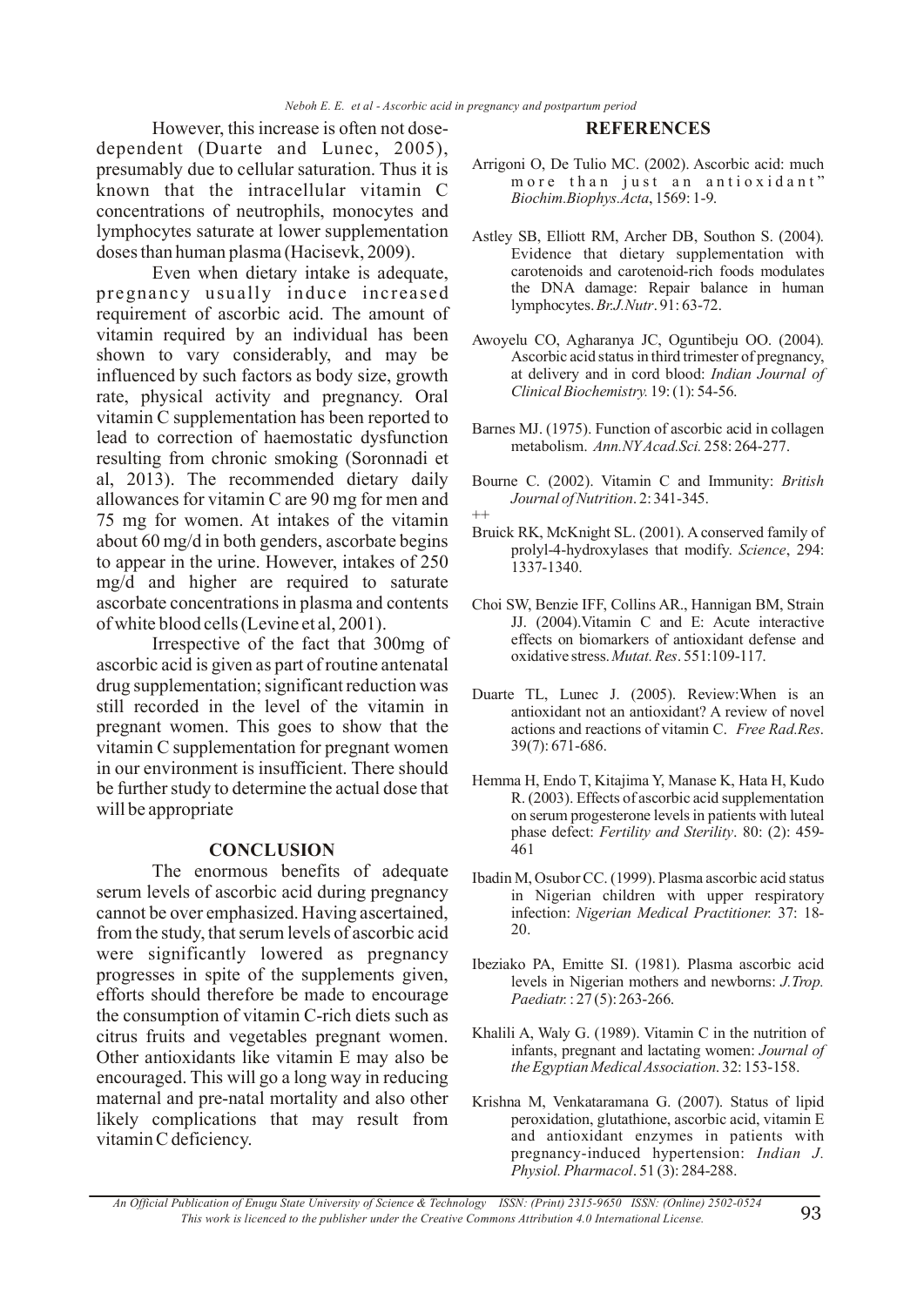However, this increase is often not dose-dependent (Duarte and Lunec, 2005), presumably due to cellular saturation. Thus it is known that the intracellular vitamin C concentrations of neutrophils, monocytes and lymphocytes saturate at lower supplementation doses than human plasma (Hacisevk, 2009).

Even when dietary intake is adequate, pregnancy usually induce increased requirement of ascorbic acid. The amount of vitamin required by an individual has been shown to vary considerably, and may be influenced by such factors as body size, growth rate, physical activity and pregnancy. Oral vitamin C supplementation has been reported to lead to correction of haemostatic dysfunction resulting from chronic smoking (Soronnadi et al, 2013). The recommended dietary daily allowances for vitamin C are 90 mg for men and 75 mg for women. At intakes of the vitamin about 60 mg/d in both genders, ascorbate begins to appear in the urine. However, intakes of 250 mg/d and higher are required to saturate ascorbate concentrations in plasma and contents of white blood cells (Levine et al, 2001).

Irrespective of the fact that 300mg of ascorbic acid is given as part of routine antenatal drug supplementation; significant reduction was still recorded in the level of the vitamin in pregnant women. This goes to show that the vitamin C supplementation for pregnant women in our environment is insufficient. There should be further study to determine the actual dose that will be appropriate

## CONCLUSION

The enormous benefits of adequate serum levels of ascorbic acid during pregnancy cannot be over emphasized. Having ascertained, from the study, that serum levels of ascorbic acid were significantly lowered as pregnancy progresses in spite of the supplements given, efforts should therefore be made to encourage the consumption of vitamin C-rich diets such as citrus fruits and vegetables pregnant women. Other antioxidants like vitamin E may also be encouraged. This will go a long way in reducing maternal and pre-natal mortality and also other likely complications that may result from vitamin C deficiency.

## REFERENCES

Arrigoni O, De Tulio MC. (2002). Ascorbic acid: much more than just an antioxidant" *Biochim.Biophys.Acta*, 1569: 1-9.

Astley SB, Elliott RM, Archer DB, Southon S. (2004). Evidence that dietary supplementation with carotenoids and carotenoid-rich foods modulates the DNA damage: Repair balance in human lymphocytes. *Br.J.Nutr*. 91: 63-72.

Awoyelu CO, Agharanya JC, Oguntibeju OO. (2004). Ascorbic acid status in third trimester of pregnancy, at delivery and in cord blood: *Indian Journal of Clinical Biochemistry.* 19: (1): 54-56.

Barnes MJ. (1975). Function of ascorbic acid in collagen metabolism. *Ann.NY Acad.Sci.* 258: 264-277.

Bourne C. (2002). Vitamin C and Immunity: *British Journal of Nutrition*. 2: 341-345.

++

Bruick RK, McKnight SL. (2001). A conserved family of prolyl-4-hydroxylases that modify. *Science*, 294: 1337-1340.

Choi SW, Benzie IFF, Collins AR., Hannigan BM, Strain JJ. (2004).Vitamin C and E: Acute interactive effects on biomarkers of antioxidant defense and oxidative stress. *Mutat. Res*. 551:109-117.

Duarte TL, Lunec J. (2005). Review:When is an antioxidant not an antioxidant? A review of novel actions and reactions of vitamin C. *Free Rad.Res*. 39(7): 671-686.

Hemma H, Endo T, Kitajima Y, Manase K, Hata H, Kudo R. (2003). Effects of ascorbic acid supplementation on serum progesterone levels in patients with luteal phase defect: *Fertility and Sterility*. 80: (2): 459-461

Ibadin M, Osubor CC. (1999). Plasma ascorbic acid status in Nigerian children with upper respiratory infection: *Nigerian Medical Practitioner.* 37: 18-20.

Ibeziako PA, Emitte SI. (1981). Plasma ascorbic acid levels in Nigerian mothers and newborns: *J.Trop. Paediatr.* : 27 (5): 263-266.

Khalili A, Waly G. (1989). Vitamin C in the nutrition of infants, pregnant and lactating women: *Journal of the Egyptian Medical Association*. 32: 153-158.

Krishna M, Venkataramana G. (2007). Status of lipid peroxidation, glutathione, ascorbic acid, vitamin E and antioxidant enzymes in patients with pregnancy-induced hypertension: *Indian J. Physiol. Pharmacol*. 51 (3): 284-288.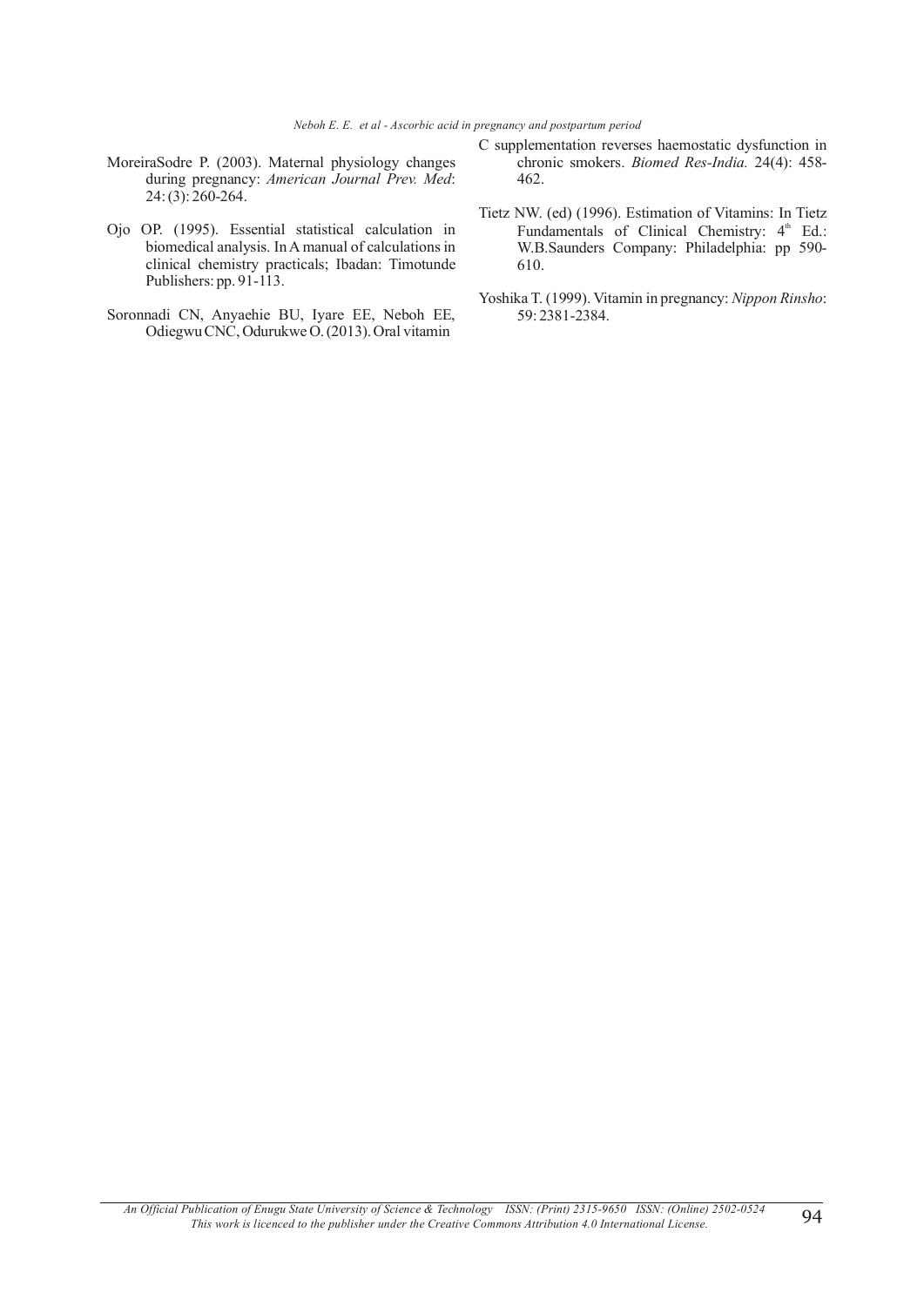MoreiraSodre P. (2003). Maternal physiology changes during pregnancy: *American Journal Prev. Med*: 24: (3): 260-264.

Ojo OP. (1995). Essential statistical calculation in biomedical analysis. In A manual of calculations in clinical chemistry practicals; Ibadan: Timotunde Publishers: pp. 91-113.

Soronnadi CN, Anyaehie BU, Iyare EE, Neboh EE, Odiegwu CNC, Odurukwe O. (2013). Oral vitamin C supplementation reverses haemostatic dysfunction in chronic smokers. *Biomed Res-India.* 24(4): 458-462.

Tietz NW. (ed) (1996). Estimation of Vitamins: In Tietz Fundamentals of Clinical Chemistry: 4th Ed.: W.B.Saunders Company: Philadelphia: pp 590-610.

Yoshika T. (1999). Vitamin in pregnancy: *Nippon Rinsho*: 59: 2381-2384.